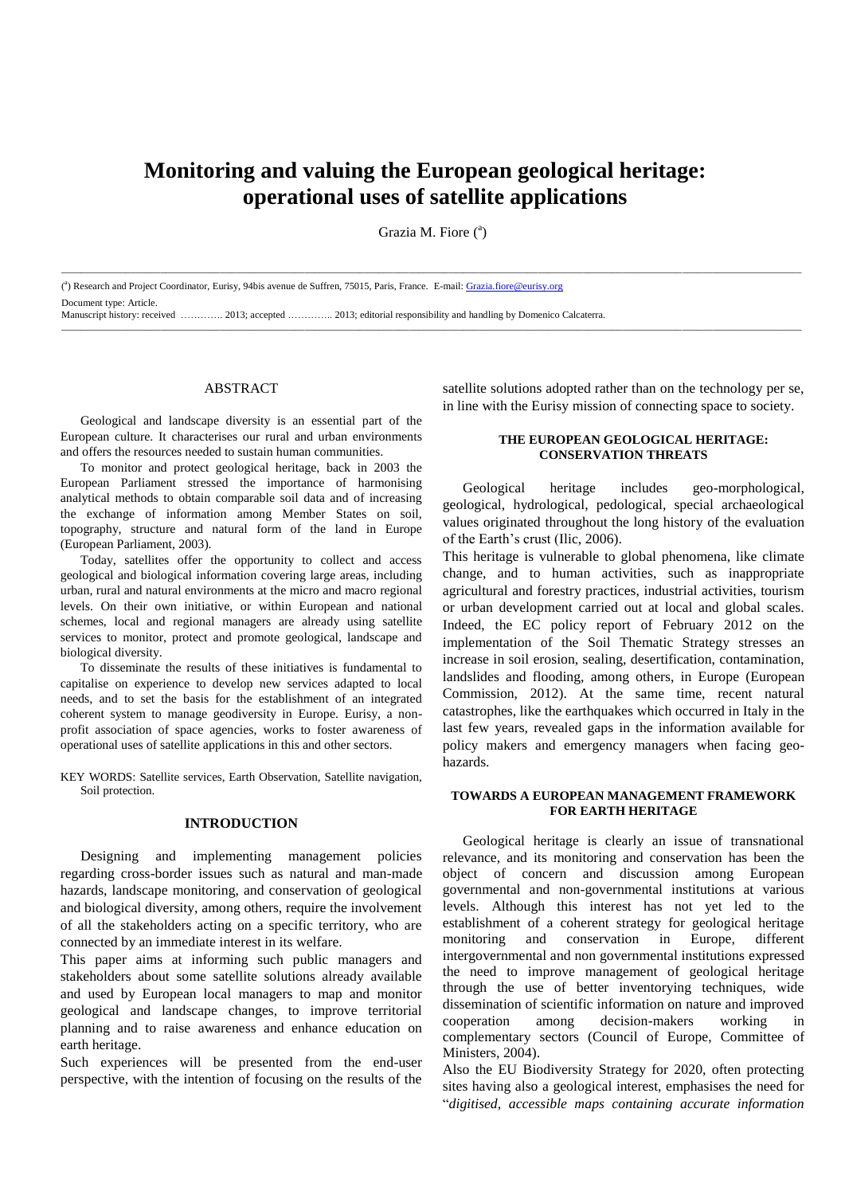# Monitoring and valuing the European geological heritage: operational uses of satellite applications

Grazia M. Fiore ([a])

([a]) Research and Project Coordinator, Eurisy, 94bis avenue de Suffren, 75015, Paris, France. E-mail: Grazia.fiore@eurisy.org

Document type: Article.

Manuscript history: received …………. 2013; accepted ………….. 2013; editorial responsibility and handling by Domenico Calcaterra.

## ABSTRACT

Geological and landscape diversity is an essential part of the European culture. It characterises our rural and urban environments and offers the resources needed to sustain human communities.

To monitor and protect geological heritage, back in 2003 the European Parliament stressed the importance of harmonising analytical methods to obtain comparable soil data and of increasing the exchange of information among Member States on soil, topography, structure and natural form of the land in Europe (European Parliament, 2003).

Today, satellites offer the opportunity to collect and access geological and biological information covering large areas, including urban, rural and natural environments at the micro and macro regional levels. On their own initiative, or within European and national schemes, local and regional managers are already using satellite services to monitor, protect and promote geological, landscape and biological diversity.

To disseminate the results of these initiatives is fundamental to capitalise on experience to develop new services adapted to local needs, and to set the basis for the establishment of an integrated coherent system to manage geodiversity in Europe. Eurisy, a non-profit association of space agencies, works to foster awareness of operational uses of satellite applications in this and other sectors.

KEY WORDS: Satellite services, Earth Observation, Satellite navigation, Soil protection.

## INTRODUCTION

Designing and implementing management policies regarding cross-border issues such as natural and man-made hazards, landscape monitoring, and conservation of geological and biological diversity, among others, require the involvement of all the stakeholders acting on a specific territory, who are connected by an immediate interest in its welfare.

This paper aims at informing such public managers and stakeholders about some satellite solutions already available and used by European local managers to map and monitor geological and landscape changes, to improve territorial planning and to raise awareness and enhance education on earth heritage.

Such experiences will be presented from the end-user perspective, with the intention of focusing on the results of the satellite solutions adopted rather than on the technology per se, in line with the Eurisy mission of connecting space to society.

## THE EUROPEAN GEOLOGICAL HERITAGE: CONSERVATION THREATS

Geological heritage includes geo-morphological, geological, hydrological, pedological, special archaeological values originated throughout the long history of the evaluation of the Earth's crust (Ilic, 2006).

This heritage is vulnerable to global phenomena, like climate change, and to human activities, such as inappropriate agricultural and forestry practices, industrial activities, tourism or urban development carried out at local and global scales. Indeed, the EC policy report of February 2012 on the implementation of the Soil Thematic Strategy stresses an increase in soil erosion, sealing, desertification, contamination, landslides and flooding, among others, in Europe (European Commission, 2012). At the same time, recent natural catastrophes, like the earthquakes which occurred in Italy in the last few years, revealed gaps in the information available for policy makers and emergency managers when facing geo-hazards.

## TOWARDS A EUROPEAN MANAGEMENT FRAMEWORK FOR EARTH HERITAGE

Geological heritage is clearly an issue of transnational relevance, and its monitoring and conservation has been the object of concern and discussion among European governmental and non-governmental institutions at various levels. Although this interest has not yet led to the establishment of a coherent strategy for geological heritage monitoring and conservation in Europe, different intergovernmental and non governmental institutions expressed the need to improve management of geological heritage through the use of better inventorying techniques, wide dissemination of scientific information on nature and improved cooperation among decision-makers working in complementary sectors (Council of Europe, Committee of Ministers, 2004).

Also the EU Biodiversity Strategy for 2020, often protecting sites having also a geological interest, emphasises the need for "*digitised, accessible maps containing accurate information*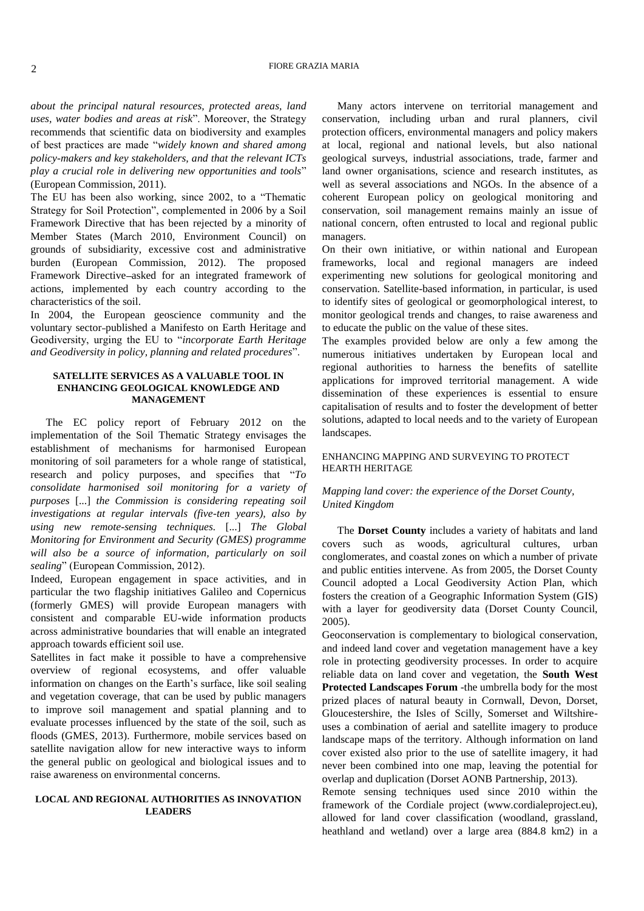*about the principal natural resources, protected areas, land uses, water bodies and areas at risk*". Moreover, the Strategy recommends that scientific data on biodiversity and examples of best practices are made "*widely known and shared among policy-makers and key stakeholders, and that the relevant ICTs play a crucial role in delivering new opportunities and tools*" (European Commission, 2011).

The EU has been also working, since 2002, to a "Thematic Strategy for Soil Protection", complemented in 2006 by a Soil Framework Directive that has been rejected by a minority of Member States (March 2010, Environment Council) on grounds of subsidiarity, excessive cost and administrative burden (European Commission, 2012). The proposed Framework Directive asked for an integrated framework of actions, implemented by each country according to the characteristics of the soil.

In 2004, the European geoscience community and the voluntary sector published a Manifesto on Earth Heritage and Geodiversity, urging the EU to "*incorporate Earth Heritage and Geodiversity in policy, planning and related procedures*".

## SATELLITE SERVICES AS A VALUABLE TOOL IN ENHANCING GEOLOGICAL KNOWLEDGE AND MANAGEMENT

The EC policy report of February 2012 on the implementation of the Soil Thematic Strategy envisages the establishment of mechanisms for harmonised European monitoring of soil parameters for a whole range of statistical, research and policy purposes, and specifies that "*To consolidate harmonised soil monitoring for a variety of purposes* [...] *the Commission is considering repeating soil investigations at regular intervals (five-ten years), also by using new remote-sensing techniques.* [...] *The Global Monitoring for Environment and Security (GMES) programme will also be a source of information, particularly on soil sealing*" (European Commission, 2012).

Indeed, European engagement in space activities, and in particular the two flagship initiatives Galileo and Copernicus (formerly GMES) will provide European managers with consistent and comparable EU-wide information products across administrative boundaries that will enable an integrated approach towards efficient soil use.

Satellites in fact make it possible to have a comprehensive overview of regional ecosystems, and offer valuable information on changes on the Earth's surface, like soil sealing and vegetation coverage, that can be used by public managers to improve soil management and spatial planning and to evaluate processes influenced by the state of the soil, such as floods (GMES, 2013). Furthermore, mobile services based on satellite navigation allow for new interactive ways to inform the general public on geological and biological issues and to raise awareness on environmental concerns.

## LOCAL AND REGIONAL AUTHORITIES AS INNOVATION LEADERS

Many actors intervene on territorial management and conservation, including urban and rural planners, civil protection officers, environmental managers and policy makers at local, regional and national levels, but also national geological surveys, industrial associations, trade, farmer and land owner organisations, science and research institutes, as well as several associations and NGOs. In the absence of a coherent European policy on geological monitoring and conservation, soil management remains mainly an issue of national concern, often entrusted to local and regional public managers.

On their own initiative, or within national and European frameworks, local and regional managers are indeed experimenting new solutions for geological monitoring and conservation. Satellite-based information, in particular, is used to identify sites of geological or geomorphological interest, to monitor geological trends and changes, to raise awareness and to educate the public on the value of these sites.

The examples provided below are only a few among the numerous initiatives undertaken by European local and regional authorities to harness the benefits of satellite applications for improved territorial management. A wide dissemination of these experiences is essential to ensure capitalisation of results and to foster the development of better solutions, adapted to local needs and to the variety of European landscapes.

### ENHANCING MAPPING AND SURVEYING TO PROTECT HEARTH HERITAGE

#### *Mapping land cover: the experience of the Dorset County, United Kingdom*

The **Dorset County** includes a variety of habitats and land covers such as woods, agricultural cultures, urban conglomerates, and coastal zones on which a number of private and public entities intervene. As from 2005, the Dorset County Council adopted a Local Geodiversity Action Plan, which fosters the creation of a Geographic Information System (GIS) with a layer for geodiversity data (Dorset County Council, 2005).

Geoconservation is complementary to biological conservation, and indeed land cover and vegetation management have a key role in protecting geodiversity processes. In order to acquire reliable data on land cover and vegetation, the **South West Protected Landscapes Forum** -the umbrella body for the most prized places of natural beauty in Cornwall, Devon, Dorset, Gloucestershire, the Isles of Scilly, Somerset and Wiltshire-uses a combination of aerial and satellite imagery to produce landscape maps of the territory. Although information on land cover existed also prior to the use of satellite imagery, it had never been combined into one map, leaving the potential for overlap and duplication (Dorset AONB Partnership, 2013).

Remote sensing techniques used since 2010 within the framework of the Cordiale project (www.cordialeproject.eu), allowed for land cover classification (woodland, grassland, heathland and wetland) over a large area (884.8 km2) in a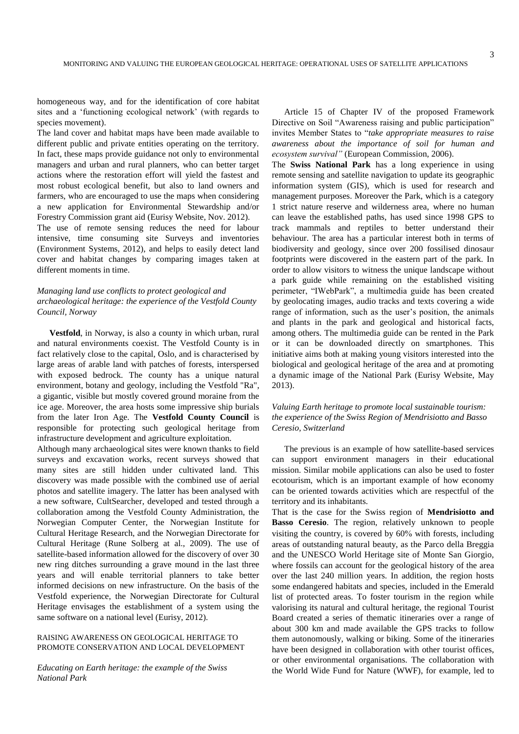homogeneous way, and for the identification of core habitat sites and a 'functioning ecological network' (with regards to species movement).

The land cover and habitat maps have been made available to different public and private entities operating on the territory. In fact, these maps provide guidance not only to environmental managers and urban and rural planners, who can better target actions where the restoration effort will yield the fastest and most robust ecological benefit, but also to land owners and farmers, who are encouraged to use the maps when considering a new application for Environmental Stewardship and/or Forestry Commission grant aid (Eurisy Website, Nov. 2012).

The use of remote sensing reduces the need for labour intensive, time consuming site Surveys and inventories (Environment Systems, 2012), and helps to easily detect land cover and habitat changes by comparing images taken at different moments in time.

*Managing land use conflicts to protect geological and archaeological heritage: the experience of the Vestfold County Council, Norway*

**Vestfold**, in Norway, is also a county in which urban, rural and natural environments coexist. The Vestfold County is in fact relatively close to the capital, Oslo, and is characterised by large areas of arable land with patches of forests, interspersed with exposed bedrock. The county has a unique natural environment, botany and geology, including the Vestfold "Ra", a gigantic, visible but mostly covered ground moraine from the ice age. Moreover, the area hosts some impressive ship burials from the later Iron Age. The **Vestfold County Council** is responsible for protecting such geological heritage from infrastructure development and agriculture exploitation.

Although many archaeological sites were known thanks to field surveys and excavation works, recent surveys showed that many sites are still hidden under cultivated land. This discovery was made possible with the combined use of aerial photos and satellite imagery. The latter has been analysed with a new software, CultSearcher, developed and tested through a collaboration among the Vestfold County Administration, the Norwegian Computer Center, the Norwegian Institute for Cultural Heritage Research, and the Norwegian Directorate for Cultural Heritage (Rune Solberg at al., 2009). The use of satellite-based information allowed for the discovery of over 30 new ring ditches surrounding a grave mound in the last three years and will enable territorial planners to take better informed decisions on new infrastructure. On the basis of the Vestfold experience, the Norwegian Directorate for Cultural Heritage envisages the establishment of a system using the same software on a national level (Eurisy, 2012).

## RAISING AWARENESS ON GEOLOGICAL HERITAGE TO PROMOTE CONSERVATION AND LOCAL DEVELOPMENT

*Educating on Earth heritage: the example of the Swiss National Park*

Article 15 of Chapter IV of the proposed Framework Directive on Soil "Awareness raising and public participation" invites Member States to "*take appropriate measures to raise awareness about the importance of soil for human and ecosystem survival"* (European Commission, 2006).

The **Swiss National Park** has a long experience in using remote sensing and satellite navigation to update its geographic information system (GIS), which is used for research and management purposes. Moreover the Park, which is a category 1 strict nature reserve and wilderness area, where no human can leave the established paths, has used since 1998 GPS to track mammals and reptiles to better understand their behaviour. The area has a particular interest both in terms of biodiversity and geology, since over 200 fossilised dinosaur footprints were discovered in the eastern part of the park. In order to allow visitors to witness the unique landscape without a park guide while remaining on the established visiting perimeter, "IWebPark", a multimedia guide has been created by geolocating images, audio tracks and texts covering a wide range of information, such as the user's position, the animals and plants in the park and geological and historical facts, among others. The multimedia guide can be rented in the Park or it can be downloaded directly on smartphones. This initiative aims both at making young visitors interested into the biological and geological heritage of the area and at promoting a dynamic image of the National Park (Eurisy Website, May 2013).

*Valuing Earth heritage to promote local sustainable tourism: the experience of the Swiss Region of Mendrisiotto and Basso Ceresio, Switzerland*

The previous is an example of how satellite-based services can support environment managers in their educational mission. Similar mobile applications can also be used to foster ecotourism, which is an important example of how economy can be oriented towards activities which are respectful of the territory and its inhabitants.

That is the case for the Swiss region of **Mendrisiotto and Basso Ceresio**. The region, relatively unknown to people visiting the country, is covered by 60% with forests, including areas of outstanding natural beauty, as the Parco della Breggia and the UNESCO World Heritage site of Monte San Giorgio, where fossils can account for the geological history of the area over the last 240 million years. In addition, the region hosts some endangered habitats and species, included in the Emerald list of protected areas. To foster tourism in the region while valorising its natural and cultural heritage, the regional Tourist Board created a series of thematic itineraries over a range of about 300 km and made available the GPS tracks to follow them autonomously, walking or biking. Some of the itineraries have been designed in collaboration with other tourist offices, or other environmental organisations. The collaboration with the World Wide Fund for Nature (WWF), for example, led to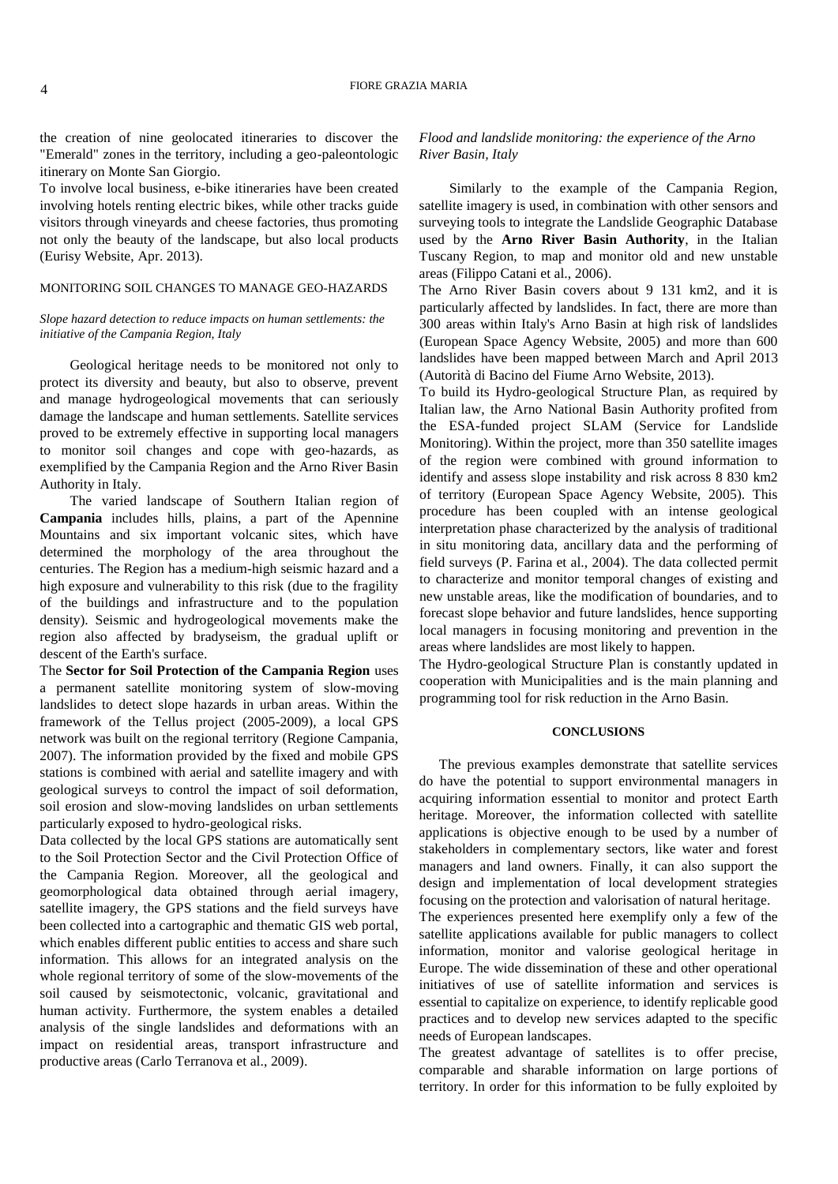the creation of nine geolocated itineraries to discover the "Emerald" zones in the territory, including a geo-paleontologic itinerary on Monte San Giorgio.

To involve local business, e-bike itineraries have been created involving hotels renting electric bikes, while other tracks guide visitors through vineyards and cheese factories, thus promoting not only the beauty of the landscape, but also local products (Eurisy Website, Apr. 2013).

## MONITORING SOIL CHANGES TO MANAGE GEO-HAZARDS

### *Slope hazard detection to reduce impacts on human settlements: the initiative of the Campania Region, Italy*

Geological heritage needs to be monitored not only to protect its diversity and beauty, but also to observe, prevent and manage hydrogeological movements that can seriously damage the landscape and human settlements. Satellite services proved to be extremely effective in supporting local managers to monitor soil changes and cope with geo-hazards, as exemplified by the Campania Region and the Arno River Basin Authority in Italy.

The varied landscape of Southern Italian region of **Campania** includes hills, plains, a part of the Apennine Mountains and six important volcanic sites, which have determined the morphology of the area throughout the centuries. The Region has a medium-high seismic hazard and a high exposure and vulnerability to this risk (due to the fragility of the buildings and infrastructure and to the population density). Seismic and hydrogeological movements make the region also affected by bradyseism, the gradual uplift or descent of the Earth's surface.

The **Sector for Soil Protection of the Campania Region** uses a permanent satellite monitoring system of slow-moving landslides to detect slope hazards in urban areas. Within the framework of the Tellus project (2005-2009), a local GPS network was built on the regional territory (Regione Campania, 2007). The information provided by the fixed and mobile GPS stations is combined with aerial and satellite imagery and with geological surveys to control the impact of soil deformation, soil erosion and slow-moving landslides on urban settlements particularly exposed to hydro-geological risks.

Data collected by the local GPS stations are automatically sent to the Soil Protection Sector and the Civil Protection Office of the Campania Region. Moreover, all the geological and geomorphological data obtained through aerial imagery, satellite imagery, the GPS stations and the field surveys have been collected into a cartographic and thematic GIS web portal, which enables different public entities to access and share such information. This allows for an integrated analysis on the whole regional territory of some of the slow-movements of the soil caused by seismotectonic, volcanic, gravitational and human activity. Furthermore, the system enables a detailed analysis of the single landslides and deformations with an impact on residential areas, transport infrastructure and productive areas (Carlo Terranova et al., 2009).

### *Flood and landslide monitoring: the experience of the Arno River Basin, Italy*

Similarly to the example of the Campania Region, satellite imagery is used, in combination with other sensors and surveying tools to integrate the Landslide Geographic Database used by the **Arno River Basin Authority**, in the Italian Tuscany Region, to map and monitor old and new unstable areas (Filippo Catani et al., 2006).

The Arno River Basin covers about 9 131 km2, and it is particularly affected by landslides. In fact, there are more than 300 areas within Italy's Arno Basin at high risk of landslides (European Space Agency Website, 2005) and more than 600 landslides have been mapped between March and April 2013 (Autorità di Bacino del Fiume Arno Website, 2013).

To build its Hydro-geological Structure Plan, as required by Italian law, the Arno National Basin Authority profited from the ESA-funded project SLAM (Service for Landslide Monitoring). Within the project, more than 350 satellite images of the region were combined with ground information to identify and assess slope instability and risk across 8 830 km2 of territory (European Space Agency Website, 2005). This procedure has been coupled with an intense geological interpretation phase characterized by the analysis of traditional in situ monitoring data, ancillary data and the performing of field surveys (P. Farina et al., 2004). The data collected permit to characterize and monitor temporal changes of existing and new unstable areas, like the modification of boundaries, and to forecast slope behavior and future landslides, hence supporting local managers in focusing monitoring and prevention in the areas where landslides are most likely to happen.

The Hydro-geological Structure Plan is constantly updated in cooperation with Municipalities and is the main planning and programming tool for risk reduction in the Arno Basin.

## CONCLUSIONS

The previous examples demonstrate that satellite services do have the potential to support environmental managers in acquiring information essential to monitor and protect Earth heritage. Moreover, the information collected with satellite applications is objective enough to be used by a number of stakeholders in complementary sectors, like water and forest managers and land owners. Finally, it can also support the design and implementation of local development strategies focusing on the protection and valorisation of natural heritage.

The experiences presented here exemplify only a few of the satellite applications available for public managers to collect information, monitor and valorise geological heritage in Europe. The wide dissemination of these and other operational initiatives of use of satellite information and services is essential to capitalize on experience, to identify replicable good practices and to develop new services adapted to the specific needs of European landscapes.

The greatest advantage of satellites is to offer precise, comparable and sharable information on large portions of territory. In order for this information to be fully exploited by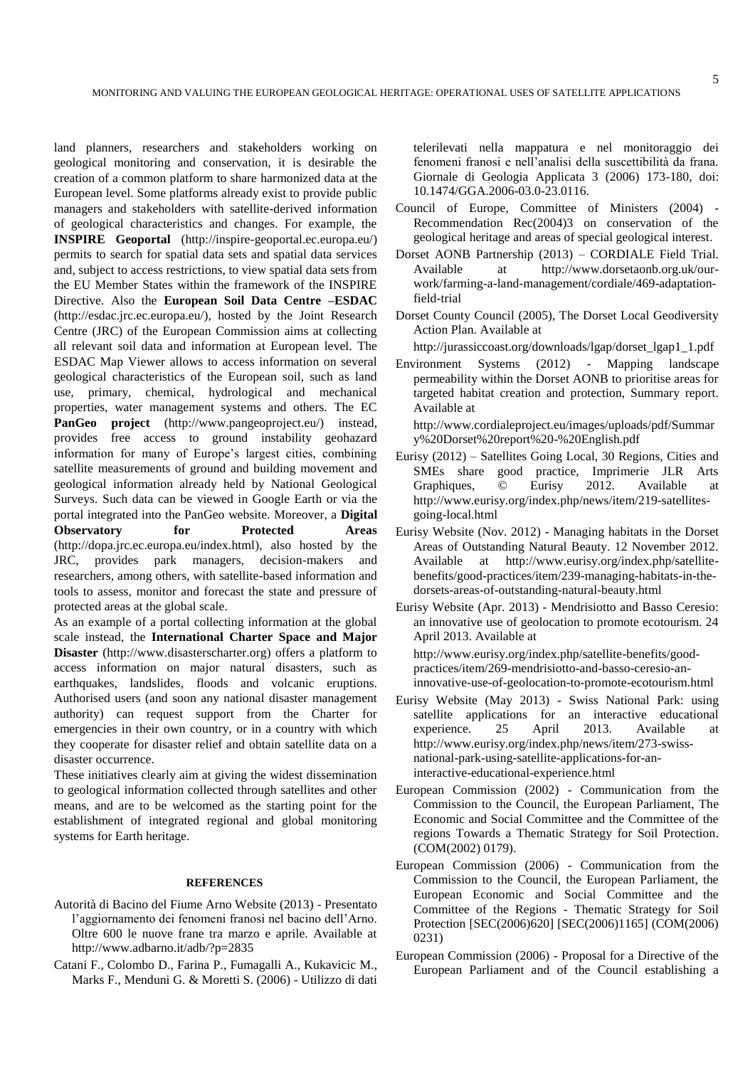land planners, researchers and stakeholders working on geological monitoring and conservation, it is desirable the creation of a common platform to share harmonized data at the European level. Some platforms already exist to provide public managers and stakeholders with satellite-derived information of geological characteristics and changes. For example, the **INSPIRE Geoportal** (http://inspire-geoportal.ec.europa.eu/) permits to search for spatial data sets and spatial data services and, subject to access restrictions, to view spatial data sets from the EU Member States within the framework of the INSPIRE Directive. Also the **European Soil Data Centre –ESDAC** (http://esdac.jrc.ec.europa.eu/), hosted by the Joint Research Centre (JRC) of the European Commission aims at collecting all relevant soil data and information at European level. The ESDAC Map Viewer allows to access information on several geological characteristics of the European soil, such as land use, primary, chemical, hydrological and mechanical properties, water management systems and others. The EC **PanGeo project** (http://www.pangeoproject.eu/) instead, provides free access to ground instability geohazard information for many of Europe's largest cities, combining satellite measurements of ground and building movement and geological information already held by National Geological Surveys. Such data can be viewed in Google Earth or via the portal integrated into the PanGeo website. Moreover, a **Digital Observatory for Protected Areas** (http://dopa.jrc.ec.europa.eu/index.html), also hosted by the JRC, provides park managers, decision-makers and researchers, among others, with satellite-based information and tools to assess, monitor and forecast the state and pressure of protected areas at the global scale.

As an example of a portal collecting information at the global scale instead, the **International Charter Space and Major Disaster** (http://www.disasterscharter.org) offers a platform to access information on major natural disasters, such as earthquakes, landslides, floods and volcanic eruptions. Authorised users (and soon any national disaster management authority) can request support from the Charter for emergencies in their own country, or in a country with which they cooperate for disaster relief and obtain satellite data on a disaster occurrence.

These initiatives clearly aim at giving the widest dissemination to geological information collected through satellites and other means, and are to be welcomed as the starting point for the establishment of integrated regional and global monitoring systems for Earth heritage.

## REFERENCES

Autorità di Bacino del Fiume Arno Website (2013) - Presentato l'aggiornamento dei fenomeni franosi nel bacino dell'Arno. Oltre 600 le nuove frane tra marzo e aprile. Available at http://www.adbarno.it/adb/?p=2835

Catani F., Colombo D., Farina P., Fumagalli A., Kukavicic M., Marks F., Menduni G. & Moretti S. (2006) - Utilizzo di dati telerilevati nella mappatura e nel monitoraggio dei fenomeni franosi e nell'analisi della suscettibilità da frana. Giornale di Geologia Applicata 3 (2006) 173-180, doi: 10.1474/GGA.2006-03.0-23.0116.

Council of Europe, Committee of Ministers (2004) - Recommendation Rec(2004)3 on conservation of the geological heritage and areas of special geological interest.

Dorset AONB Partnership (2013) – CORDIALE Field Trial. Available at http://www.dorsetaonb.org.uk/our-work/farming-a-land-management/cordiale/469-adaptation-field-trial

Dorset County Council (2005), The Dorset Local Geodiversity Action Plan. Available at http://jurassiccoast.org/downloads/lgap/dorset_lgap1_1.pdf

Environment Systems (2012) - Mapping landscape permeability within the Dorset AONB to prioritise areas for targeted habitat creation and protection, Summary report. Available at http://www.cordialeproject.eu/images/uploads/pdf/Summary%20Dorset%20report%20-%20English.pdf

Eurisy (2012) – Satellites Going Local, 30 Regions, Cities and SMEs share good practice, Imprimerie JLR Arts Graphiques, © Eurisy 2012. Available at http://www.eurisy.org/index.php/news/item/219-satellites-going-local.html

Eurisy Website (Nov. 2012) - Managing habitats in the Dorset Areas of Outstanding Natural Beauty. 12 November 2012. Available at http://www.eurisy.org/index.php/satellite-benefits/good-practices/item/239-managing-habitats-in-the-dorsets-areas-of-outstanding-natural-beauty.html

Eurisy Website (Apr. 2013) - Mendrisiotto and Basso Ceresio: an innovative use of geolocation to promote ecotourism. 24 April 2013. Available at http://www.eurisy.org/index.php/satellite-benefits/good-practices/item/269-mendrisiotto-and-basso-ceresio-an-innovative-use-of-geolocation-to-promote-ecotourism.html

Eurisy Website (May 2013) - Swiss National Park: using satellite applications for an interactive educational experience. 25 April 2013. Available at http://www.eurisy.org/index.php/news/item/273-swiss-national-park-using-satellite-applications-for-an-interactive-educational-experience.html

European Commission (2002) - Communication from the Commission to the Council, the European Parliament, The Economic and Social Committee and the Committee of the regions Towards a Thematic Strategy for Soil Protection. (COM(2002) 0179).

European Commission (2006) - Communication from the Commission to the Council, the European Parliament, the European Economic and Social Committee and the Committee of the Regions - Thematic Strategy for Soil Protection [SEC(2006)620] [SEC(2006)1165] (COM(2006) 0231)

European Commission (2006) - Proposal for a Directive of the European Parliament and of the Council establishing a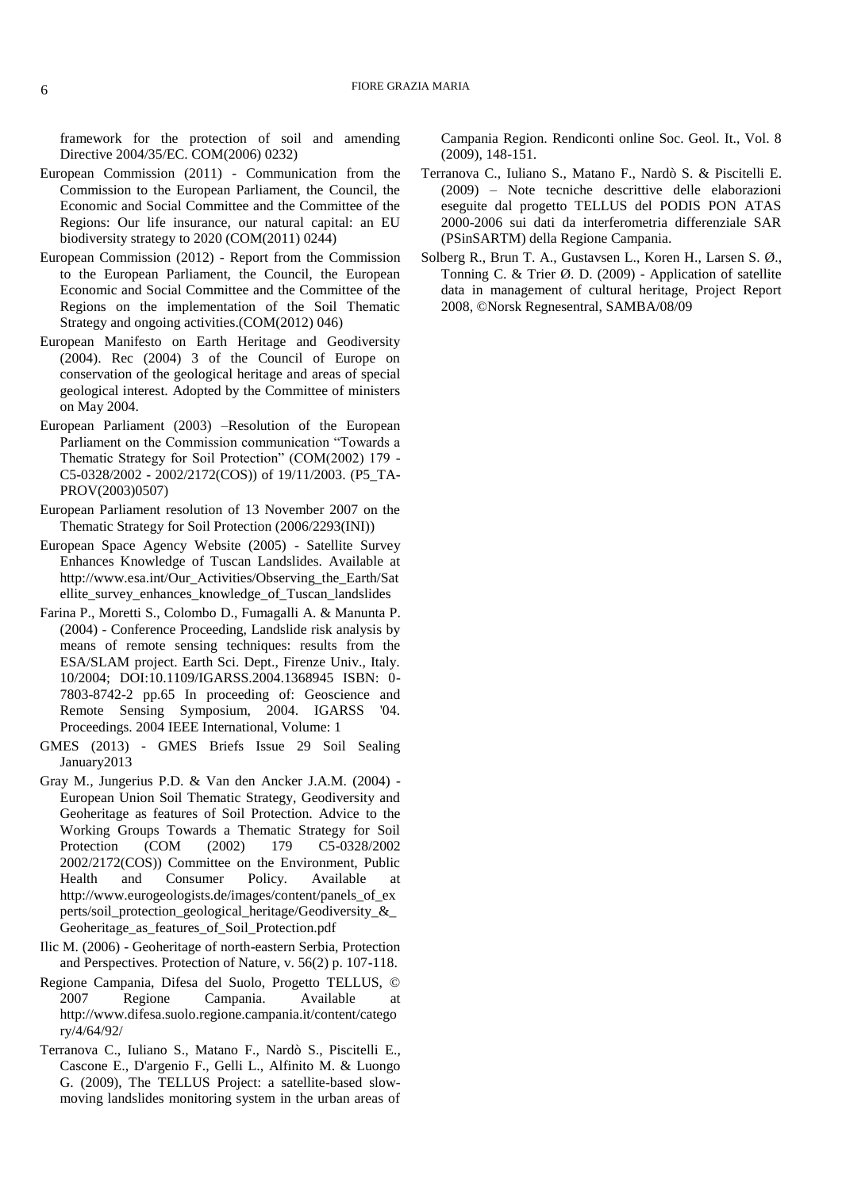framework for the protection of soil and amending Directive 2004/35/EC. COM(2006) 0232)

European Commission (2011) - Communication from the Commission to the European Parliament, the Council, the Economic and Social Committee and the Committee of the Regions: Our life insurance, our natural capital: an EU biodiversity strategy to 2020 (COM(2011) 0244)

European Commission (2012) - Report from the Commission to the European Parliament, the Council, the European Economic and Social Committee and the Committee of the Regions on the implementation of the Soil Thematic Strategy and ongoing activities.(COM(2012) 046)

European Manifesto on Earth Heritage and Geodiversity (2004). Rec (2004) 3 of the Council of Europe on conservation of the geological heritage and areas of special geological interest. Adopted by the Committee of ministers on May 2004.

European Parliament (2003) –Resolution of the European Parliament on the Commission communication "Towards a Thematic Strategy for Soil Protection" (COM(2002) 179 - C5-0328/2002 - 2002/2172(COS)) of 19/11/2003. (P5_TA-PROV(2003)0507)

European Parliament resolution of 13 November 2007 on the Thematic Strategy for Soil Protection (2006/2293(INI))

European Space Agency Website (2005) - Satellite Survey Enhances Knowledge of Tuscan Landslides. Available at http://www.esa.int/Our_Activities/Observing_the_Earth/Satellite_survey_enhances_knowledge_of_Tuscan_landslides

Farina P., Moretti S., Colombo D., Fumagalli A. & Manunta P. (2004) - Conference Proceeding, Landslide risk analysis by means of remote sensing techniques: results from the ESA/SLAM project. Earth Sci. Dept., Firenze Univ., Italy. 10/2004; DOI:10.1109/IGARSS.2004.1368945 ISBN: 0-7803-8742-2 pp.65 In proceeding of: Geoscience and Remote Sensing Symposium, 2004. IGARSS '04. Proceedings. 2004 IEEE International, Volume: 1

GMES (2013) - GMES Briefs Issue 29 Soil Sealing January2013

Gray M., Jungerius P.D. & Van den Ancker J.A.M. (2004) - European Union Soil Thematic Strategy, Geodiversity and Geoheritage as features of Soil Protection. Advice to the Working Groups Towards a Thematic Strategy for Soil Protection (COM (2002) 179 C5-0328/2002 2002/2172(COS)) Committee on the Environment, Public Health and Consumer Policy. Available at http://www.eurogeologists.de/images/content/panels_of_experts/soil_protection_geological_heritage/Geodiversity_&_Geoheritage_as_features_of_Soil_Protection.pdf

Ilic M. (2006) - Geoheritage of north-eastern Serbia, Protection and Perspectives. Protection of Nature, v. 56(2) p. 107-118.

Regione Campania, Difesa del Suolo, Progetto TELLUS, © 2007 Regione Campania. Available at http://www.difesa.suolo.regione.campania.it/content/category/4/64/92/

Terranova C., Iuliano S., Matano F., Nardò S., Piscitelli E., Cascone E., D'argenio F., Gelli L., Alfinito M. & Luongo G. (2009), The TELLUS Project: a satellite-based slow-moving landslides monitoring system in the urban areas of Campania Region. Rendiconti online Soc. Geol. It., Vol. 8 (2009), 148-151.

Terranova C., Iuliano S., Matano F., Nardò S. & Piscitelli E. (2009) – Note tecniche descrittive delle elaborazioni eseguite dal progetto TELLUS del PODIS PON ATAS 2000-2006 sui dati da interferometria differenziale SAR (PSinSARTM) della Regione Campania.

Solberg R., Brun T. A., Gustavsen L., Koren H., Larsen S. Ø., Tonning C. & Trier Ø. D. (2009) - Application of satellite data in management of cultural heritage, Project Report 2008, ©Norsk Regnesentral, SAMBA/08/09